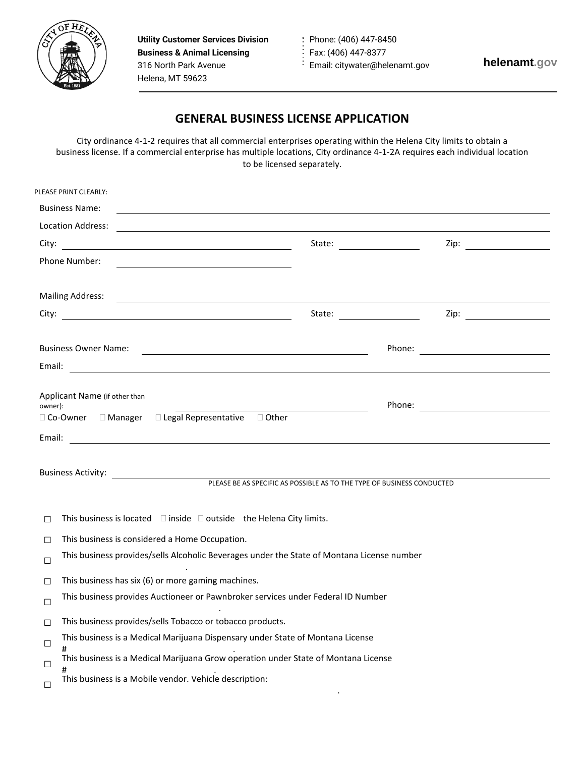**Utility Customer Services Division**
**Business & Animal Licensing**
316 North Park Avenue
Helena, MT 59623

Phone: (406) 447-8450
Fax: (406) 447-8377
Email: citywater@helenamt.gov

**helenamt.gov**

# GENERAL BUSINESS LICENSE APPLICATION

City ordinance 4-1-2 requires that all commercial enterprises operating within the Helena City limits to obtain a business license. If a commercial enterprise has multiple locations, City ordinance 4-1-2A requires each individual location to be licensed separately.

PLEASE PRINT CLEARLY:

Business Name: ____________________

Location Address: ____________________

City: ____________________ State: __________ Zip: __________

Phone Number: ____________________

Mailing Address: ____________________

City: ____________________ State: __________ Zip: __________

Business Owner Name: ____________________ Phone: __________

Email: ____________________

Applicant Name (if other than owner): ____________________ Phone: __________

☐ Co-Owner ☐ Manager ☐ Legal Representative ☐ Other

Email: ____________________

Business Activity: ____________________
PLEASE BE AS SPECIFIC AS POSSIBLE AS TO THE TYPE OF BUSINESS CONDUCTED

- ☐ This business is located ☐ inside ☐ outside the Helena City limits.
- ☐ This business is considered a Home Occupation.
- ☐ This business provides/sells Alcoholic Beverages under the State of Montana License number __________.
- ☐ This business has six (6) or more gaming machines.
- ☐ This business provides Auctioneer or Pawnbroker services under Federal ID Number __________.
- ☐ This business provides/sells Tobacco or tobacco products.
- ☐ This business is a Medical Marijuana Dispensary under State of Montana License # __________.
- ☐ This business is a Medical Marijuana Grow operation under State of Montana License # __________.
- ☐ This business is a Mobile vendor. Vehicle description: __________.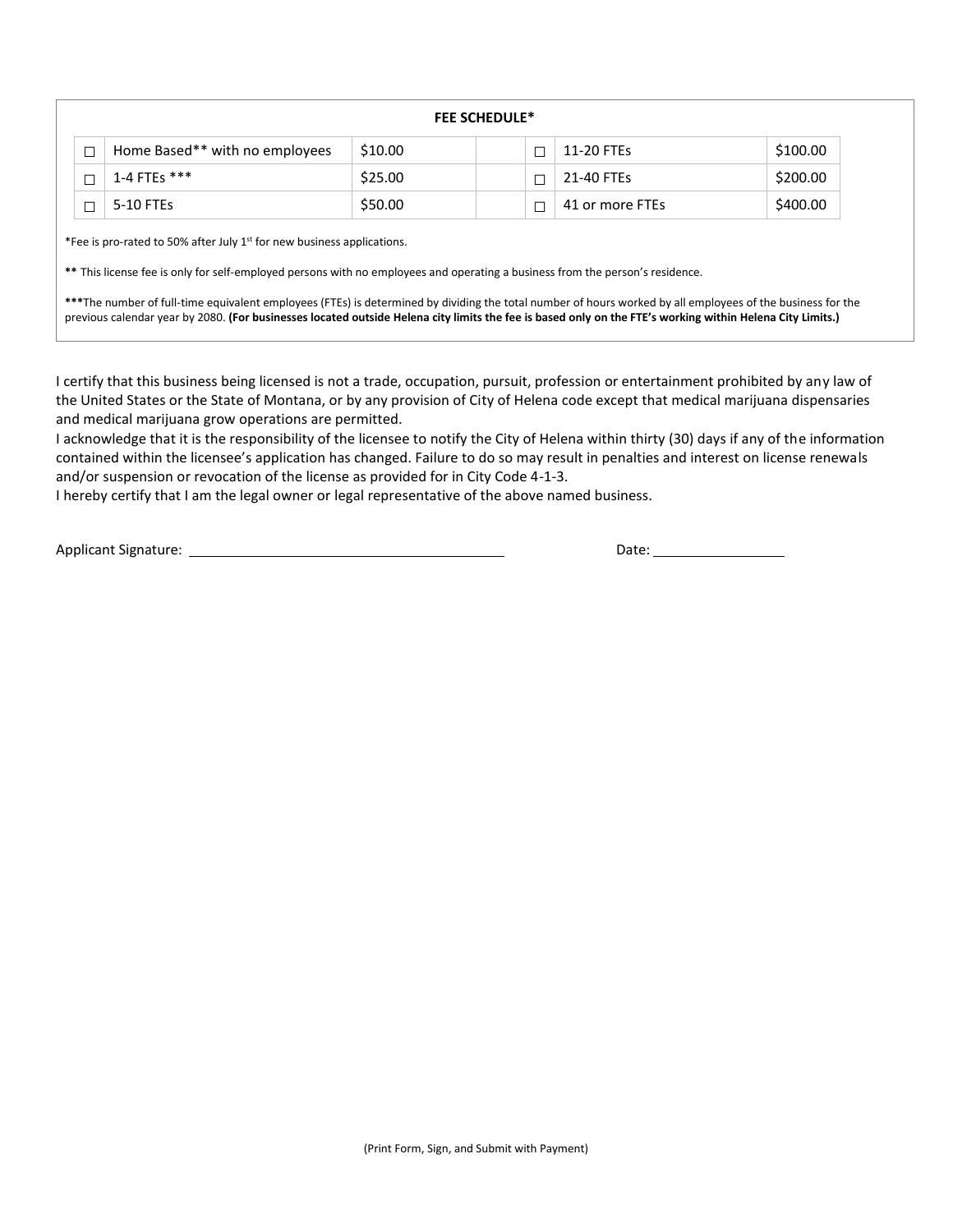**FEE SCHEDULE***

| | | | | | | |
|---|---|---|---|---|---|---|
| ☐ | Home Based** with no employees | $10.00 | | ☐ | 11-20 FTEs | $100.00 |
| ☐ | 1-4 FTEs *** | $25.00 | | ☐ | 21-40 FTEs | $200.00 |
| ☐ | 5-10 FTEs | $50.00 | | ☐ | 41 or more FTEs | $400.00 |

*Fee is pro-rated to 50% after July 1st for new business applications.

** This license fee is only for self-employed persons with no employees and operating a business from the person's residence.

***The number of full-time equivalent employees (FTEs) is determined by dividing the total number of hours worked by all employees of the business for the previous calendar year by 2080. **(For businesses located outside Helena city limits the fee is based only on the FTE's working within Helena City Limits.)**

I certify that this business being licensed is not a trade, occupation, pursuit, profession or entertainment prohibited by any law of the United States or the State of Montana, or by any provision of City of Helena code except that medical marijuana dispensaries and medical marijuana grow operations are permitted.

I acknowledge that it is the responsibility of the licensee to notify the City of Helena within thirty (30) days if any of the information contained within the licensee's application has changed. Failure to do so may result in penalties and interest on license renewals and/or suspension or revocation of the license as provided for in City Code 4-1-3.

I hereby certify that I am the legal owner or legal representative of the above named business.

Applicant Signature: ______________________________ Date: ______________

(Print Form, Sign, and Submit with Payment)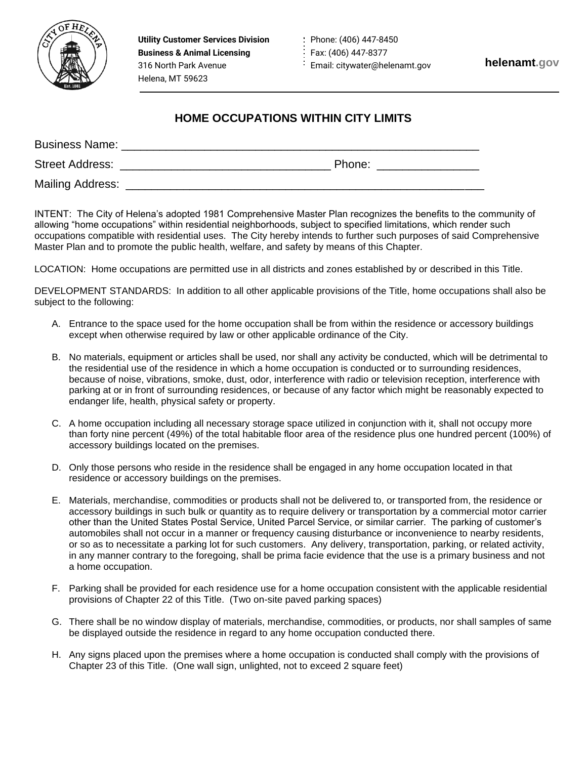**Utility Customer Services Division**
**Business & Animal Licensing**
316 North Park Avenue
Helena, MT 59623

Phone: (406) 447-8450
Fax: (406) 447-8377
Email: citywater@helenamt.gov

**helenamt.gov**

## HOME OCCUPATIONS WITHIN CITY LIMITS

Business Name: ________________________________________________________

Street Address: ________________________________ Phone: _______________

Mailing Address: ________________________________________________________

INTENT: The City of Helena's adopted 1981 Comprehensive Master Plan recognizes the benefits to the community of allowing "home occupations" within residential neighborhoods, subject to specified limitations, which render such occupations compatible with residential uses. The City hereby intends to further such purposes of said Comprehensive Master Plan and to promote the public health, welfare, and safety by means of this Chapter.

LOCATION: Home occupations are permitted use in all districts and zones established by or described in this Title.

DEVELOPMENT STANDARDS: In addition to all other applicable provisions of the Title, home occupations shall also be subject to the following:

A. Entrance to the space used for the home occupation shall be from within the residence or accessory buildings except when otherwise required by law or other applicable ordinance of the City.

B. No materials, equipment or articles shall be used, nor shall any activity be conducted, which will be detrimental to the residential use of the residence in which a home occupation is conducted or to surrounding residences, because of noise, vibrations, smoke, dust, odor, interference with radio or television reception, interference with parking at or in front of surrounding residences, or because of any factor which might be reasonably expected to endanger life, health, physical safety or property.

C. A home occupation including all necessary storage space utilized in conjunction with it, shall not occupy more than forty nine percent (49%) of the total habitable floor area of the residence plus one hundred percent (100%) of accessory buildings located on the premises.

D. Only those persons who reside in the residence shall be engaged in any home occupation located in that residence or accessory buildings on the premises.

E. Materials, merchandise, commodities or products shall not be delivered to, or transported from, the residence or accessory buildings in such bulk or quantity as to require delivery or transportation by a commercial motor carrier other than the United States Postal Service, United Parcel Service, or similar carrier. The parking of customer's automobiles shall not occur in a manner or frequency causing disturbance or inconvenience to nearby residents, or so as to necessitate a parking lot for such customers. Any delivery, transportation, parking, or related activity, in any manner contrary to the foregoing, shall be prima facie evidence that the use is a primary business and not a home occupation.

F. Parking shall be provided for each residence use for a home occupation consistent with the applicable residential provisions of Chapter 22 of this Title. (Two on-site paved parking spaces)

G. There shall be no window display of materials, merchandise, commodities, or products, nor shall samples of same be displayed outside the residence in regard to any home occupation conducted there.

H. Any signs placed upon the premises where a home occupation is conducted shall comply with the provisions of Chapter 23 of this Title. (One wall sign, unlighted, not to exceed 2 square feet)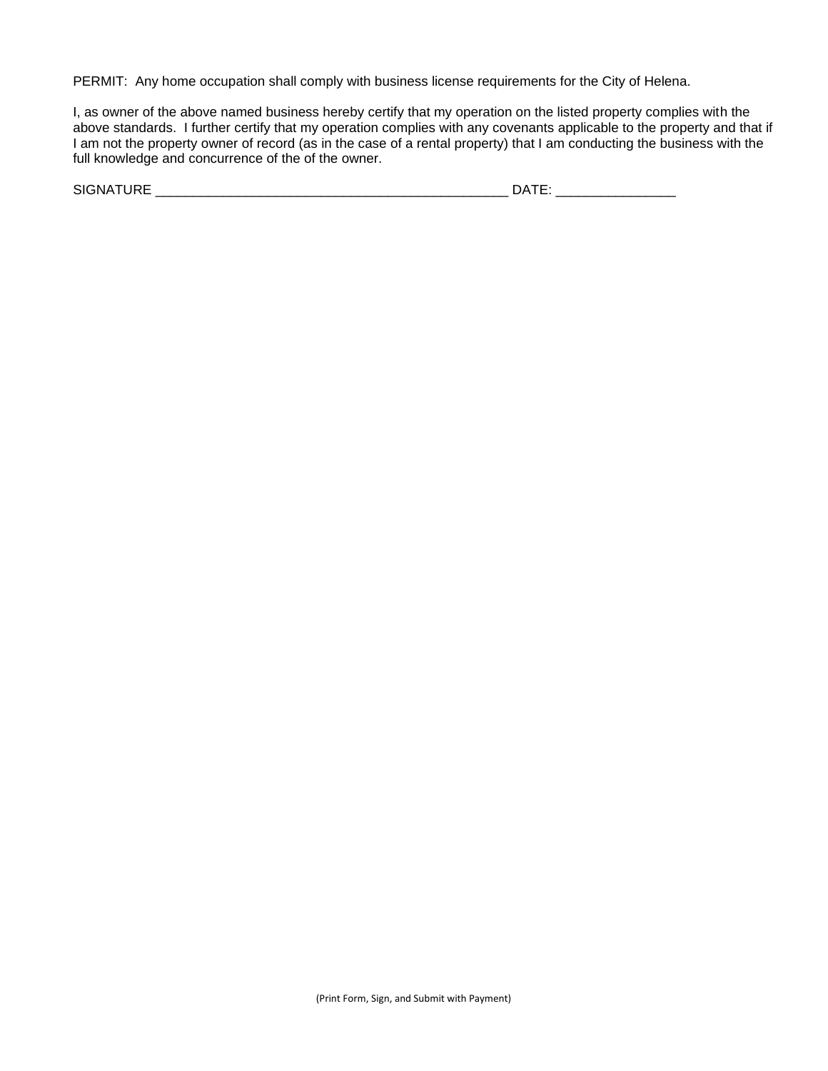PERMIT: Any home occupation shall comply with business license requirements for the City of Helena.

I, as owner of the above named business hereby certify that my operation on the listed property complies with the above standards. I further certify that my operation complies with any covenants applicable to the property and that if I am not the property owner of record (as in the case of a rental property) that I am conducting the business with the full knowledge and concurrence of the of the owner.

SIGNATURE _______________________________________________ DATE: _______________

(Print Form, Sign, and Submit with Payment)